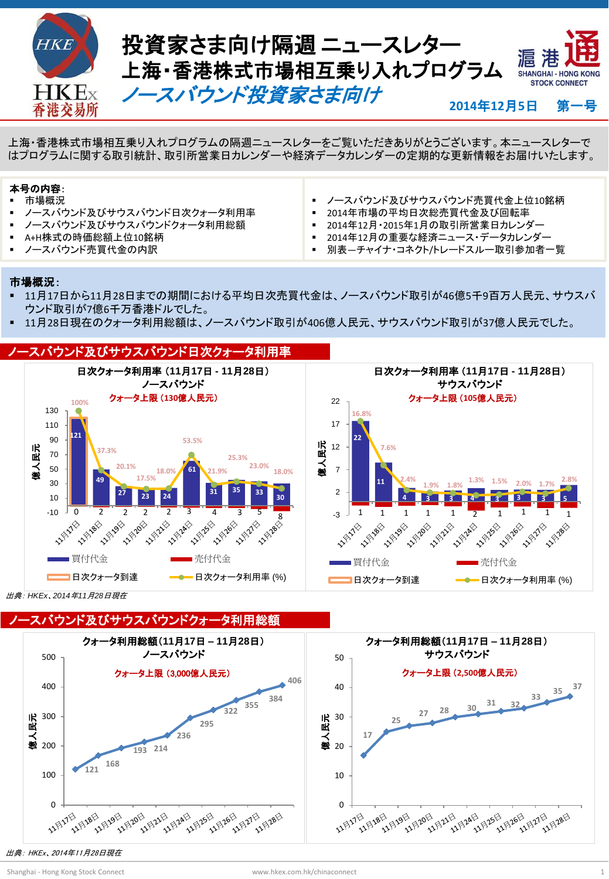# 投資家さま向け隔週 ニュースレター
# 上海・香港株式市場相互乗り入れプログラム
## *ノースバウンド投資家さま向け*

**2014年12月5日　第一号**

上海・香港株式市場相互乗り入れプログラムの隔週ニュースレターをご覧いただきありがとうございます。本ニュースレターではプログラムに関する取引統計、取引所営業日カレンダーや経済データカレンダーの定期的な更新情報をお届けいたします。

**本号の内容:**

- 市場概況
- ノースバウンド及びサウスバウンド日次クォータ利用率
- ノースバウンド及びサウスバウンドクォータ利用総額
- A+H株式の時価総額上位10銘柄
- ノースバウンド売買代金の内訳
- ノースバウンド及びサウスバウンド売買代金上位10銘柄
- 2014年市場の平均日次総売買代金及び回転率
- 2014年12月・2015年1月の取引所営業日カレンダー
- 2014年12月の重要な経済ニュース・データカレンダー
- 別表―チャイナ・コネクト/トレードスルー取引参加者一覧

**市場概況:**

- 11月17日から11月28日までの期間における平均日次売買代金は、ノースバウンド取引が46億5千9百万人民元、サウスバウンド取引が7億6千万香港ドルでした。
- 11月28日現在のクォータ利用総額は、ノースバウンド取引が406億人民元、サウスバウンド取引が37億人民元でした。

## ノースバウンド及びサウスバウンド日次クォータ利用率

**日次クォータ利用率（11月17日 - 11月28日）ノースバウンド**
クォータ上限（130億人民元）

| 日付 | 買付代金（億人民元） | 売付代金（億人民元） | 日次クォータ利用率 (%) |
|---|---|---|---|
| 11月17日 | 121 | 0 | 100% |
| 11月18日 | 49 | 2 | 37.3% |
| 11月19日 | 27 | 2 | 20.1% |
| 11月20日 | 23 | 2 | 17.5% |
| 11月21日 | 24 | 2 | 18.0% |
| 11月24日 | 61 | 3 | 53.5% |
| 11月25日 | 31 | 4 | 21.9% |
| 11月26日 | 35 | 3 | 25.3% |
| 11月27日 | 33 | 5 | 23.0% |
| 11月28日 | 30 | 8 | 18.0% |

**日次クォータ利用率（11月17日 - 11月28日）サウスバウンド**
クォータ上限（105億人民元）

| 日付 | 買付代金（億人民元） | 売付代金（億人民元） | 日次クォータ利用率 (%) |
|---|---|---|---|
| 11月17日 | 22 | 1 | 16.8% |
| 11月18日 | 11 | 1 | 7.6% |
| 11月19日 | 4 | 1 | 2.4% |
| 11月20日 | 3 | 1 | 1.9% |
| 11月21日 | 3 | 1 | 1.8% |
| 11月24日 | 4 | 2 | 1.3% |
| 11月25日 | 3 | 1 | 1.5% |
| 11月26日 | 3 | 1 | 2.0% |
| 11月27日 | 3 | 1 | 1.7% |
| 11月28日 | 5 | 1 | 2.8% |

凡例：買付代金／売付代金／日次クォータ到達／日次クォータ利用率 (%)

*出典: HKEx、2014年11月28日現在*

## ノースバウンド及びサウスバウンドクォータ利用総額

**クォータ利用総額（11月17日 – 11月28日）**

| 日付 | ノースバウンド（億人民元）クォータ上限（3,000億人民元） | サウスバウンド（億人民元）クォータ上限（2,500億人民元） |
|---|---|---|
| 11月17日 | 121 | 17 |
| 11月18日 | 168 | 25 |
| 11月19日 | 193 | 27 |
| 11月20日 | 214 | 28 |
| 11月21日 | 236 | 30 |
| 11月24日 | 295 | 31 |
| 11月25日 | 322 | 32 |
| 11月26日 | 355 | 33 |
| 11月27日 | 384 | 35 |
| 11月28日 | 406 | 37 |

*出典: HKEx、2014年11月28日現在*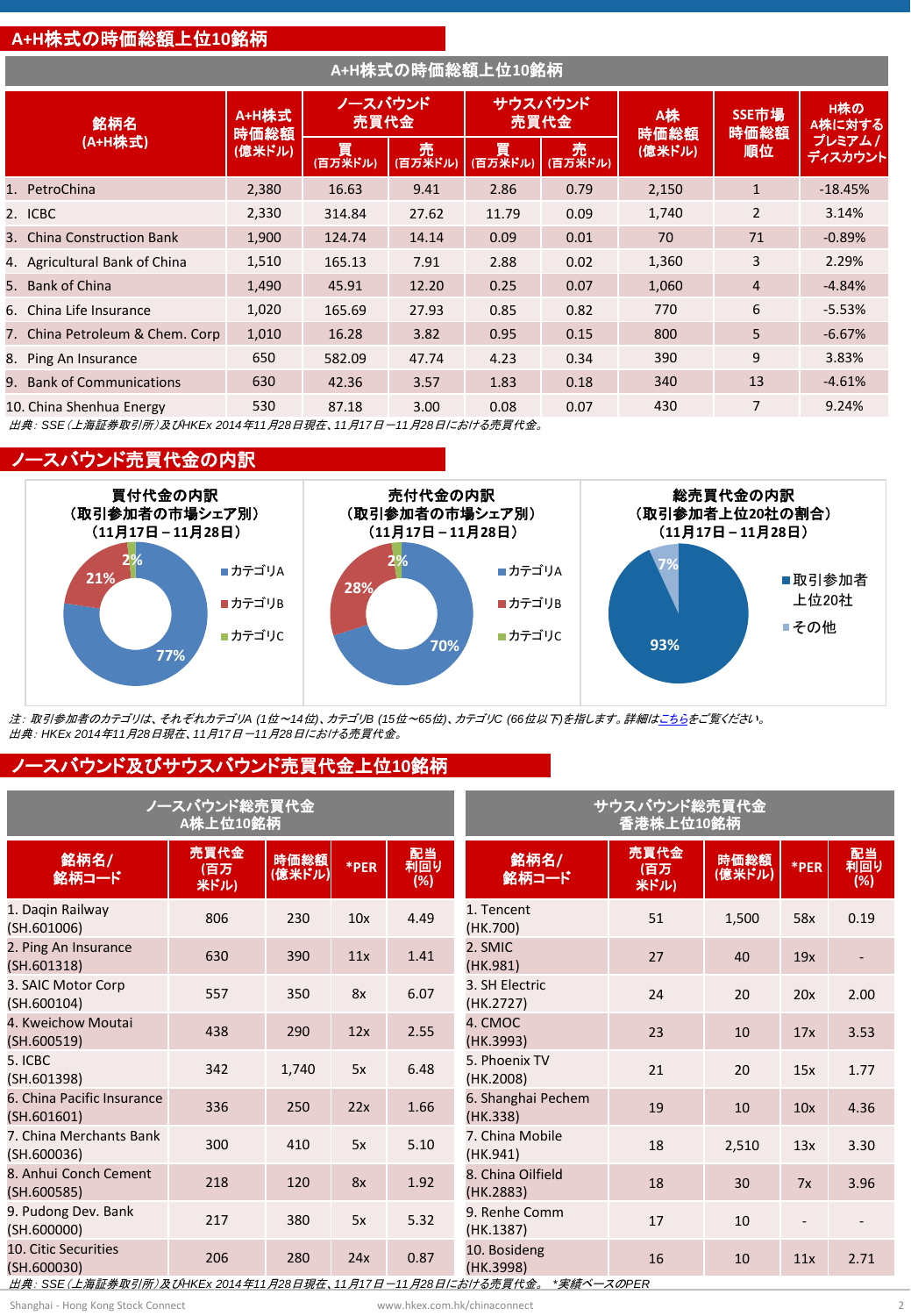## A+H株式の時価総額上位10銘柄

| 銘柄名 (A+H株式) | A+H株式 時価総額 (億米ドル) | ノースバウンド 売買代金 | | サウスバウンド 売買代金 | | A株 時価総額 (億米ドル) | SSE市場 時価総額 順位 | H株の A株に対する プレミアム / ディスカウント |
|---|---|---|---|---|---|---|---|---|
| | | 買 (百万米ドル) | 売 (百万米ドル) | 買 (百万米ドル) | 売 (百万米ドル) | | | |
| 1. PetroChina | 2,380 | 16.63 | 9.41 | 2.86 | 0.79 | 2,150 | 1 | -18.45% |
| 2. ICBC | 2,330 | 314.84 | 27.62 | 11.79 | 0.09 | 1,740 | 2 | 3.14% |
| 3. China Construction Bank | 1,900 | 124.74 | 14.14 | 0.09 | 0.01 | 70 | 71 | -0.89% |
| 4. Agricultural Bank of China | 1,510 | 165.13 | 7.91 | 2.88 | 0.02 | 1,360 | 3 | 2.29% |
| 5. Bank of China | 1,490 | 45.91 | 12.20 | 0.25 | 0.07 | 1,060 | 4 | -4.84% |
| 6. China Life Insurance | 1,020 | 165.69 | 27.93 | 0.85 | 0.82 | 770 | 6 | -5.53% |
| 7. China Petroleum & Chem. Corp | 1,010 | 16.28 | 3.82 | 0.95 | 0.15 | 800 | 5 | -6.67% |
| 8. Ping An Insurance | 650 | 582.09 | 47.74 | 4.23 | 0.34 | 390 | 9 | 3.83% |
| 9. Bank of Communications | 630 | 42.36 | 3.57 | 1.83 | 0.18 | 340 | 13 | -4.61% |
| 10. China Shenhua Energy | 530 | 87.18 | 3.00 | 0.08 | 0.07 | 430 | 7 | 9.24% |

*出典：SSE（上海証券取引所）及びHKEx 2014年11月28日現在、11月17日－11月28日における売買代金。*

## ノースバウンド売買代金の内訳

**買付代金の内訳（取引参加者の市場シェア別）（11月17日－11月28日）**

- カテゴリA: 77%
- カテゴリB: 21%
- カテゴリC: 2%

**売付代金の内訳（取引参加者の市場シェア別）（11月17日－11月28日）**

- カテゴリA: 70%
- カテゴリB: 28%
- カテゴリC: 2%

**総売買代金の内訳（取引参加者上位20社の割合）（11月17日－11月28日）**

- 取引参加者上位20社: 93%
- その他: 7%

*注：取引参加者のカテゴリは、それぞれカテゴリA (1位～14位)、カテゴリB (15位～65位)、カテゴリC (66位以下)を指します。詳細はこちらをご覧ください。*
*出典：HKEx 2014年11月28日現在、11月17日－11月28日における売買代金。*

## ノースバウンド及びサウスバウンド売買代金上位10銘柄

**ノースバウンド総売買代金 A株上位10銘柄**

| 銘柄名/ 銘柄コード | 売買代金 (百万米ドル) | 時価総額 (億米ドル) | *PER | 配当利回り (%) |
|---|---|---|---|---|
| 1. Daqin Railway (SH.601006) | 806 | 230 | 10x | 4.49 |
| 2. Ping An Insurance (SH.601318) | 630 | 390 | 11x | 1.41 |
| 3. SAIC Motor Corp (SH.600104) | 557 | 350 | 8x | 6.07 |
| 4. Kweichow Moutai (SH.600519) | 438 | 290 | 12x | 2.55 |
| 5. ICBC (SH.601398) | 342 | 1,740 | 5x | 6.48 |
| 6. China Pacific Insurance (SH.601601) | 336 | 250 | 22x | 1.66 |
| 7. China Merchants Bank (SH.600036) | 300 | 410 | 5x | 5.10 |
| 8. Anhui Conch Cement (SH.600585) | 218 | 120 | 8x | 1.92 |
| 9. Pudong Dev. Bank (SH.600000) | 217 | 380 | 5x | 5.32 |
| 10. Citic Securities (SH.600030) | 206 | 280 | 24x | 0.87 |

**サウスバウンド総売買代金 香港株上位10銘柄**

| 銘柄名/ 銘柄コード | 売買代金 (百万米ドル) | 時価総額 (億米ドル) | *PER | 配当利回り (%) |
|---|---|---|---|---|
| 1. Tencent (HK.700) | 51 | 1,500 | 58x | 0.19 |
| 2. SMIC (HK.981) | 27 | 40 | 19x | - |
| 3. SH Electric (HK.2727) | 24 | 20 | 20x | 2.00 |
| 4. CMOC (HK.3993) | 23 | 10 | 17x | 3.53 |
| 5. Phoenix TV (HK.2008) | 21 | 20 | 15x | 1.77 |
| 6. Shanghai Pechem (HK.338) | 19 | 10 | 10x | 4.36 |
| 7. China Mobile (HK.941) | 18 | 2,510 | 13x | 3.30 |
| 8. China Oilfield (HK.2883) | 18 | 30 | 7x | 3.96 |
| 9. Renhe Comm (HK.1387) | 17 | 10 | - | - |
| 10. Bosideng (HK.3998) | 16 | 10 | 11x | 2.71 |

*出典：SSE（上海証券取引所）及びHKEx 2014年11月28日現在、11月17日－11月28日における売買代金。 *実績ベースのPER*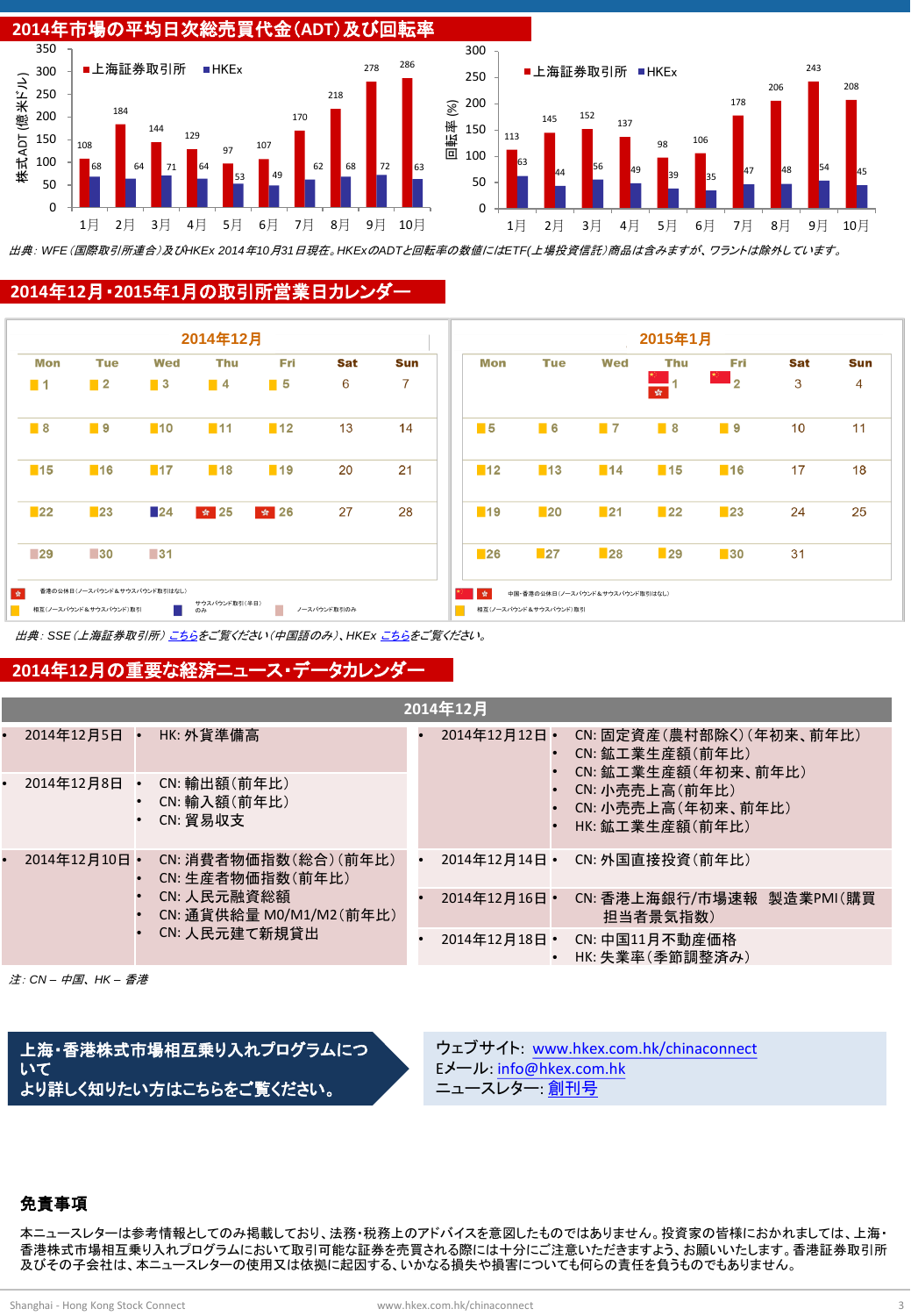## 2014年市場の平均日次総売買代金(ADT)及び回転率

株式ADT（億米ドル）

| 月 | 上海証券取引所 | HKEx |
|---|---|---|
| 1月 | 108 | 68 |
| 2月 | 184 | 64 |
| 3月 | 144 | 71 |
| 4月 | 129 | 64 |
| 5月 | 97 | 53 |
| 6月 | 107 | 49 |
| 7月 | 170 | 62 |
| 8月 | 218 | 68 |
| 9月 | 278 | 72 |
| 10月 | 286 | 63 |

回転率 (%)

| 月 | 上海証券取引所 | HKEx |
|---|---|---|
| 1月 | 113 | 63 |
| 2月 | 145 | 44 |
| 3月 | 152 | 56 |
| 4月 | 137 | 49 |
| 5月 | 98 | 39 |
| 6月 | 106 | 35 |
| 7月 | 178 | 47 |
| 8月 | 206 | 48 |
| 9月 | 243 | 54 |
| 10月 | 208 | 45 |

*出典: WFE（国際取引所連合）及びHKEx 2014年10月31日現在。HKExのADTと回転率の数値にはETF(上場投資信託)商品は含みますが、ワラントは除外しています。*

## 2014年12月・2015年1月の取引所営業日カレンダー

**2014年12月**

| Mon | Tue | Wed | Thu | Fri | Sat | Sun |
|---|---|---|---|---|---|---|
| 1 | 2 | 3 | 4 | 5 | 6 | 7 |
| 8 | 9 | 10 | 11 | 12 | 13 | 14 |
| 15 | 16 | 17 | 18 | 19 | 20 | 21 |
| 22 | 23 | 24 | 25 | 26 | 27 | 28 |
| 29 | 30 | 31 | | | | |

香港の公休日（ノースバウンド＆サウスバウンド取引はなし）
相互（ノースバウンド＆サウスバウンド）取引
サウスバウンド取引（半日）のみ
ノースバウンド取引のみ

**2015年1月**

| Mon | Tue | Wed | Thu | Fri | Sat | Sun |
|---|---|---|---|---|---|---|
| | | | 1 | 2 | 3 | 4 |
| 5 | 6 | 7 | 8 | 9 | 10 | 11 |
| 12 | 13 | 14 | 15 | 16 | 17 | 18 |
| 19 | 20 | 21 | 22 | 23 | 24 | 25 |
| 26 | 27 | 28 | 29 | 30 | 31 | |

中国・香港の公休日（ノースバウンド＆サウスバウンド取引はなし）
相互（ノースバウンド＆サウスバウンド）取引

*出典: SSE（上海証券取引所）こちらをご覧ください（中国語のみ）、HKEx こちらをご覧ください。*

## 2014年12月の重要な経済ニュース・データカレンダー

**2014年12月**

| 日付 | 内容 |
|---|---|
| 2014年12月5日 | HK: 外貨準備高 |
| 2014年12月8日 | CN: 輸出額（前年比）<br>CN: 輸入額（前年比）<br>CN: 貿易収支 |
| 2014年12月10日 | CN: 消費者物価指数（総合）（前年比）<br>CN: 生産者物価指数（前年比）<br>CN: 人民元融資総額<br>CN: 通貨供給量 M0/M1/M2（前年比）<br>CN: 人民元建て新規貸出 |
| 2014年12月12日 | CN: 固定資産（農村部除く）（年初来、前年比）<br>CN: 鉱工業生産額（前年比）<br>CN: 鉱工業生産額（年初来、前年比）<br>CN: 小売売上高（前年比）<br>CN: 小売売上高（年初来、前年比）<br>HK: 鉱工業生産額（前年比） |
| 2014年12月14日 | CN: 外国直接投資（前年比） |
| 2014年12月16日 | CN: 香港上海銀行/市場速報　製造業PMI（購買担当者景気指数） |
| 2014年12月18日 | CN: 中国11月不動産価格<br>HK: 失業率（季節調整済み） |

*注: CN – 中国、HK – 香港*

**上海・香港株式市場相互乗り入れプログラムについて**
**より詳しく知りたい方はこちらをご覧ください。**

ウェブサイト: www.hkex.com.hk/chinaconnect
Eメール: info@hkex.com.hk
ニュースレター: 創刊号

### 免責事項

本ニュースレターは参考情報としてのみ掲載しており、法務・税務上のアドバイスを意図したものではありません。投資家の皆様におかれましては、上海・香港株式市場相互乗り入れプログラムにおいて取引可能な証券を売買される際には十分にご注意いただきますよう、お願いいたします。香港証券取引所及びその子会社は、本ニュースレターの使用又は依拠に起因する、いかなる損失や損害についても何らの責任を負うものでもありません。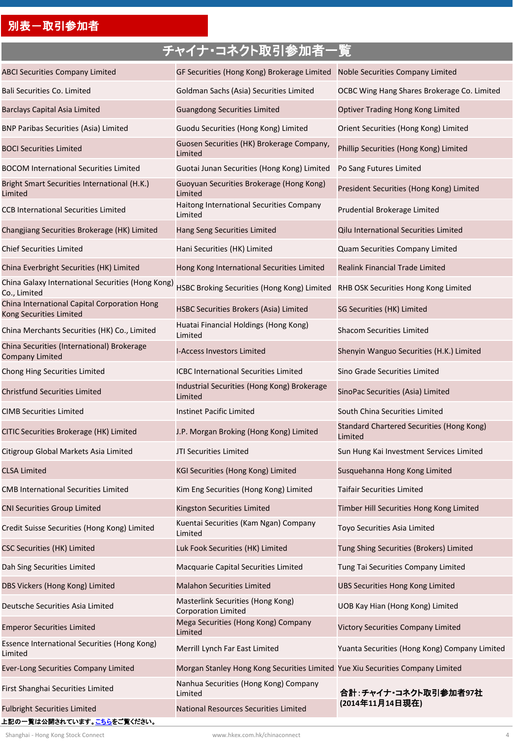## 別表－取引参加者

| チャイナ･コネクト取引参加者一覧 | | |
|---|---|---|
| ABCI Securities Company Limited | GF Securities (Hong Kong) Brokerage Limited | Noble Securities Company Limited |
| Bali Securities Co. Limited | Goldman Sachs (Asia) Securities Limited | OCBC Wing Hang Shares Brokerage Co. Limited |
| Barclays Capital Asia Limited | Guangdong Securities Limited | Optiver Trading Hong Kong Limited |
| BNP Paribas Securities (Asia) Limited | Guodu Securities (Hong Kong) Limited | Orient Securities (Hong Kong) Limited |
| BOCI Securities Limited | Guosen Securities (HK) Brokerage Company, Limited | Phillip Securities (Hong Kong) Limited |
| BOCOM International Securities Limited | Guotai Junan Securities (Hong Kong) Limited | Po Sang Futures Limited |
| Bright Smart Securities International (H.K.) Limited | Guoyuan Securities Brokerage (Hong Kong) Limited | President Securities (Hong Kong) Limited |
| CCB International Securities Limited | Haitong International Securities Company Limited | Prudential Brokerage Limited |
| Changjiang Securities Brokerage (HK) Limited | Hang Seng Securities Limited | Qilu International Securities Limited |
| Chief Securities Limited | Hani Securities (HK) Limited | Quam Securities Company Limited |
| China Everbright Securities (HK) Limited | Hong Kong International Securities Limited | Realink Financial Trade Limited |
| China Galaxy International Securities (Hong Kong) Co., Limited | HSBC Broking Securities (Hong Kong) Limited | RHB OSK Securities Hong Kong Limited |
| China International Capital Corporation Hong Kong Securities Limited | HSBC Securities Brokers (Asia) Limited | SG Securities (HK) Limited |
| China Merchants Securities (HK) Co., Limited | Huatai Financial Holdings (Hong Kong) Limited | Shacom Securities Limited |
| China Securities (International) Brokerage Company Limited | I-Access Investors Limited | Shenyin Wanguo Securities (H.K.) Limited |
| Chong Hing Securities Limited | ICBC International Securities Limited | Sino Grade Securities Limited |
| Christfund Securities Limited | Industrial Securities (Hong Kong) Brokerage Limited | SinoPac Securities (Asia) Limited |
| CIMB Securities Limited | Instinet Pacific Limited | South China Securities Limited |
| CITIC Securities Brokerage (HK) Limited | J.P. Morgan Broking (Hong Kong) Limited | Standard Chartered Securities (Hong Kong) Limited |
| Citigroup Global Markets Asia Limited | JTI Securities Limited | Sun Hung Kai Investment Services Limited |
| CLSA Limited | KGI Securities (Hong Kong) Limited | Susquehanna Hong Kong Limited |
| CMB International Securities Limited | Kim Eng Securities (Hong Kong) Limited | Taifair Securities Limited |
| CNI Securities Group Limited | Kingston Securities Limited | Timber Hill Securities Hong Kong Limited |
| Credit Suisse Securities (Hong Kong) Limited | Kuentai Securities (Kam Ngan) Company Limited | Toyo Securities Asia Limited |
| CSC Securities (HK) Limited | Luk Fook Securities (HK) Limited | Tung Shing Securities (Brokers) Limited |
| Dah Sing Securities Limited | Macquarie Capital Securities Limited | Tung Tai Securities Company Limited |
| DBS Vickers (Hong Kong) Limited | Malahon Securities Limited | UBS Securities Hong Kong Limited |
| Deutsche Securities Asia Limited | Masterlink Securities (Hong Kong) Corporation Limited | UOB Kay Hian (Hong Kong) Limited |
| Emperor Securities Limited | Mega Securities (Hong Kong) Company Limited | Victory Securities Company Limited |
| Essence International Securities (Hong Kong) Limited | Merrill Lynch Far East Limited | Yuanta Securities (Hong Kong) Company Limited |
| Ever-Long Securities Company Limited | Morgan Stanley Hong Kong Securities Limited | Yue Xiu Securities Company Limited |
| First Shanghai Securities Limited | Nanhua Securities (Hong Kong) Company Limited | **合計：チャイナ･コネクト取引参加者97社 (2014年11月14日現在)** |
| Fulbright Securities Limited | National Resources Securities Limited | |

**上記の一覧は公開されています。こちらをご覧ください。**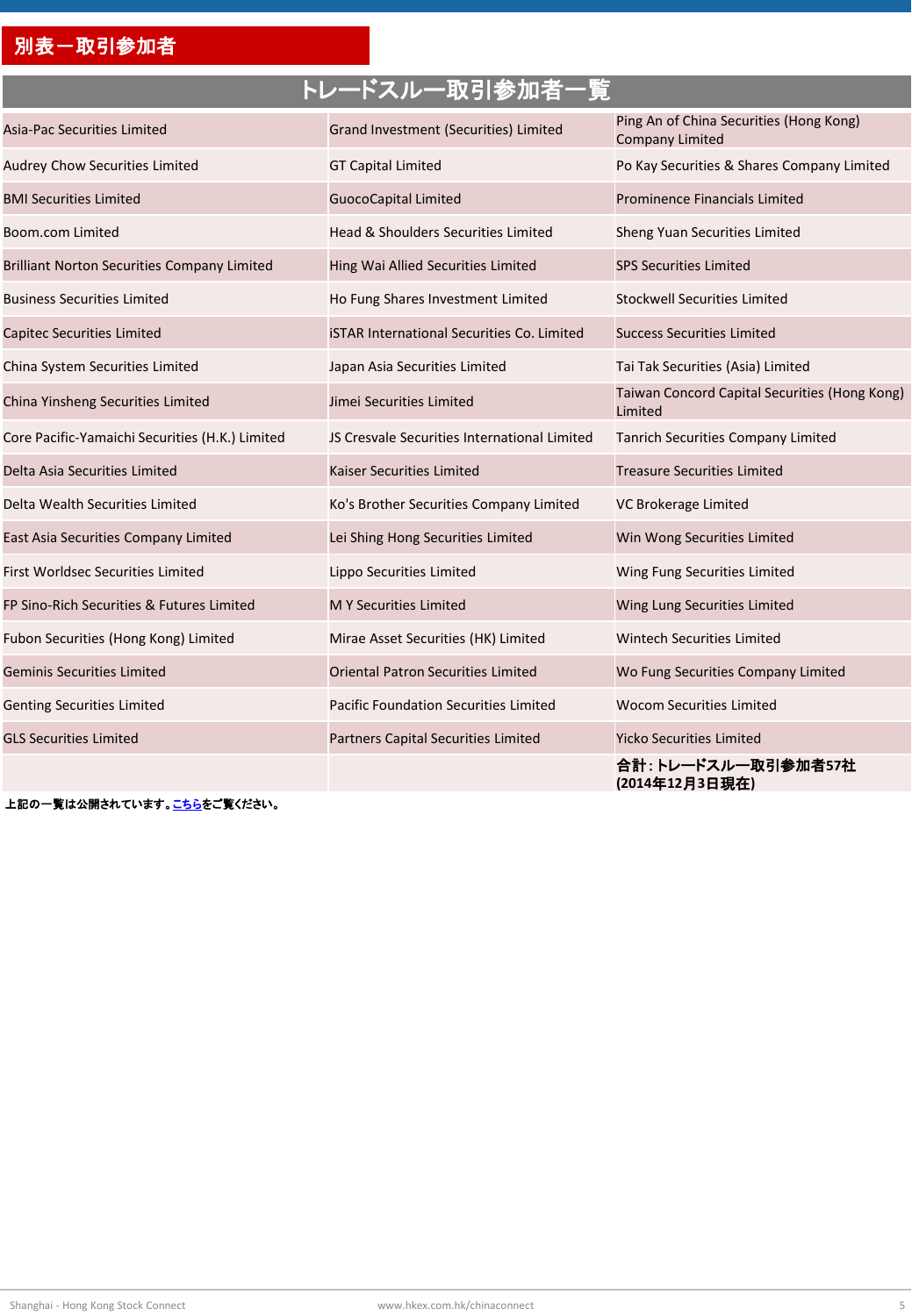## 別表ー取引参加者

| トレードスルー取引参加者一覧 | | |
| --- | --- | --- |
| Asia-Pac Securities Limited | Grand Investment (Securities) Limited | Ping An of China Securities (Hong Kong) Company Limited |
| Audrey Chow Securities Limited | GT Capital Limited | Po Kay Securities & Shares Company Limited |
| BMI Securities Limited | GuocoCapital Limited | Prominence Financials Limited |
| Boom.com Limited | Head & Shoulders Securities Limited | Sheng Yuan Securities Limited |
| Brilliant Norton Securities Company Limited | Hing Wai Allied Securities Limited | SPS Securities Limited |
| Business Securities Limited | Ho Fung Shares Investment Limited | Stockwell Securities Limited |
| Capitec Securities Limited | iSTAR International Securities Co. Limited | Success Securities Limited |
| China System Securities Limited | Japan Asia Securities Limited | Tai Tak Securities (Asia) Limited |
| China Yinsheng Securities Limited | Jimei Securities Limited | Taiwan Concord Capital Securities (Hong Kong) Limited |
| Core Pacific-Yamaichi Securities (H.K.) Limited | JS Cresvale Securities International Limited | Tanrich Securities Company Limited |
| Delta Asia Securities Limited | Kaiser Securities Limited | Treasure Securities Limited |
| Delta Wealth Securities Limited | Ko's Brother Securities Company Limited | VC Brokerage Limited |
| East Asia Securities Company Limited | Lei Shing Hong Securities Limited | Win Wong Securities Limited |
| First Worldsec Securities Limited | Lippo Securities Limited | Wing Fung Securities Limited |
| FP Sino-Rich Securities & Futures Limited | M Y Securities Limited | Wing Lung Securities Limited |
| Fubon Securities (Hong Kong) Limited | Mirae Asset Securities (HK) Limited | Wintech Securities Limited |
| Geminis Securities Limited | Oriental Patron Securities Limited | Wo Fung Securities Company Limited |
| Genting Securities Limited | Pacific Foundation Securities Limited | Wocom Securities Limited |
| GLS Securities Limited | Partners Capital Securities Limited | Yicko Securities Limited |
| | | **合計：トレードスルー取引参加者57社 (2014年12月3日現在)** |

**上記の一覧は公開されています。こちらをご覧ください。**